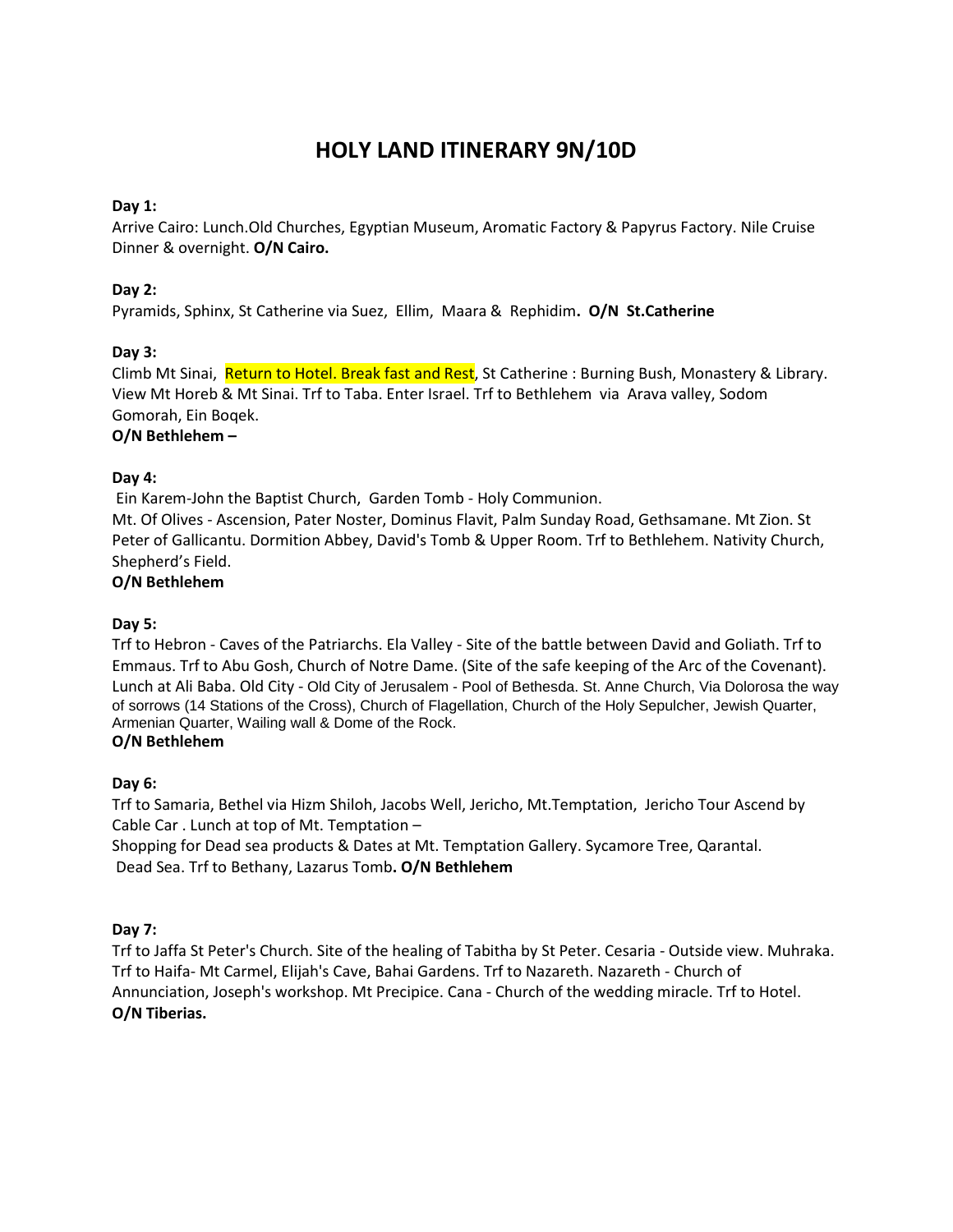# HOLY LAND ITINERARY 9N/10D

**Day 1:**
Arrive Cairo: Lunch.Old Churches, Egyptian Museum, Aromatic Factory & Papyrus Factory. Nile Cruise Dinner & overnight. **O/N Cairo.**

**Day 2:**
Pyramids, Sphinx, St Catherine via Suez, Ellim, Maara & Rephidim**. O/N St.Catherine**

**Day 3:**
Climb Mt Sinai, Return to Hotel. Break fast and Rest, St Catherine : Burning Bush, Monastery & Library. View Mt Horeb & Mt Sinai. Trf to Taba. Enter Israel. Trf to Bethlehem via Arava valley, Sodom Gomorah, Ein Boqek.
**O/N Bethlehem –**

**Day 4:**
Ein Karem-John the Baptist Church, Garden Tomb - Holy Communion.
Mt. Of Olives - Ascension, Pater Noster, Dominus Flavit, Palm Sunday Road, Gethsamane. Mt Zion. St Peter of Gallicantu. Dormition Abbey, David's Tomb & Upper Room. Trf to Bethlehem. Nativity Church, Shepherd's Field.
**O/N Bethlehem**

**Day 5:**
Trf to Hebron - Caves of the Patriarchs. Ela Valley - Site of the battle between David and Goliath. Trf to Emmaus. Trf to Abu Gosh, Church of Notre Dame. (Site of the safe keeping of the Arc of the Covenant). Lunch at Ali Baba. Old City - Old City of Jerusalem - Pool of Bethesda. St. Anne Church, Via Dolorosa the way of sorrows (14 Stations of the Cross), Church of Flagellation, Church of the Holy Sepulcher, Jewish Quarter, Armenian Quarter, Wailing wall & Dome of the Rock.
**O/N Bethlehem**

**Day 6:**
Trf to Samaria, Bethel via Hizm Shiloh, Jacobs Well, Jericho, Mt.Temptation, Jericho Tour Ascend by Cable Car . Lunch at top of Mt. Temptation –
Shopping for Dead sea products & Dates at Mt. Temptation Gallery. Sycamore Tree, Qarantal.
Dead Sea. Trf to Bethany, Lazarus Tomb**. O/N Bethlehem**

**Day 7:**
Trf to Jaffa St Peter's Church. Site of the healing of Tabitha by St Peter. Cesaria - Outside view. Muhraka. Trf to Haifa- Mt Carmel, Elijah's Cave, Bahai Gardens. Trf to Nazareth. Nazareth - Church of Annunciation, Joseph's workshop. Mt Precipice. Cana - Church of the wedding miracle. Trf to Hotel.
**O/N Tiberias.**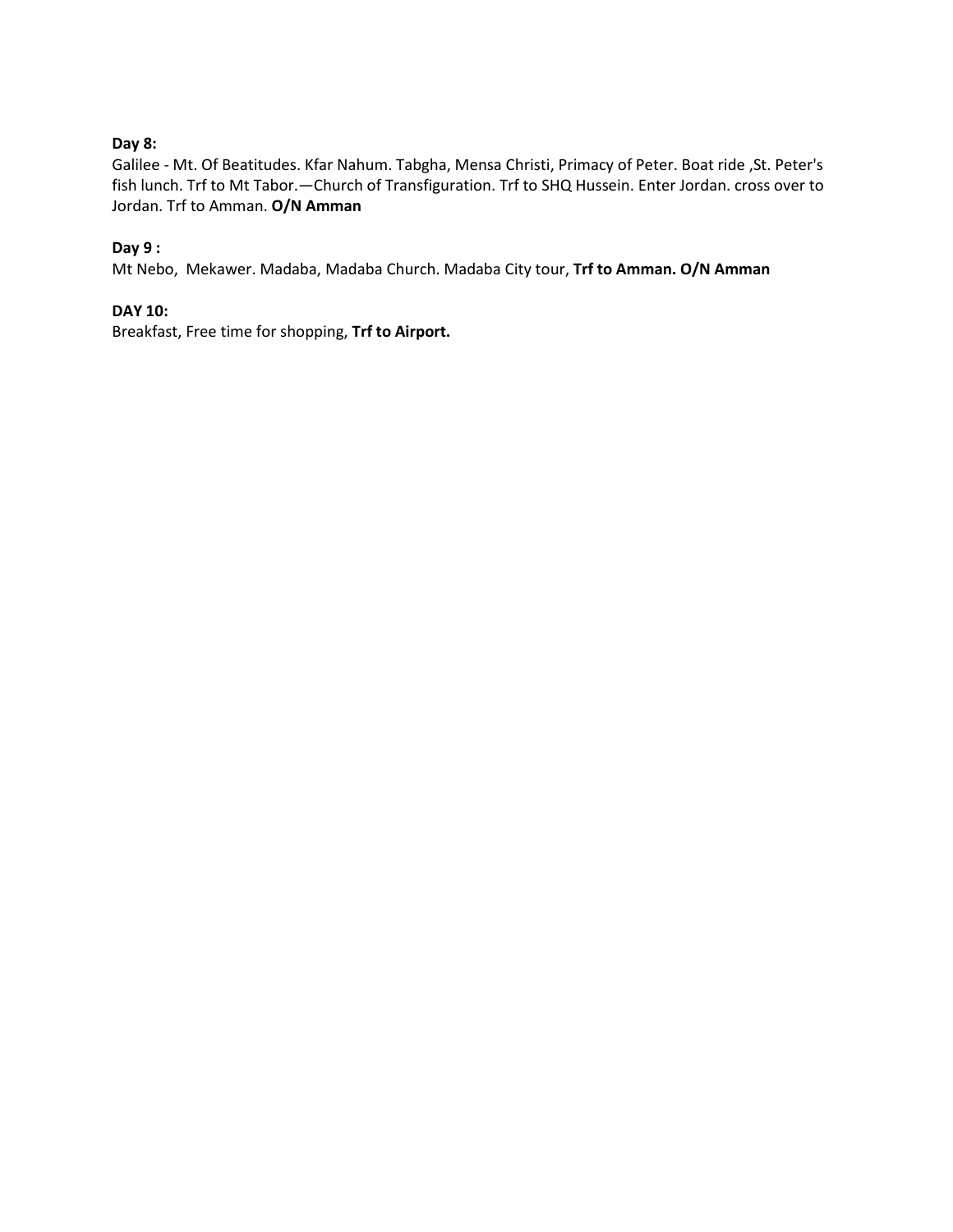**Day 8:**
Galilee - Mt. Of Beatitudes. Kfar Nahum. Tabgha, Mensa Christi, Primacy of Peter. Boat ride ,St. Peter's fish lunch. Trf to Mt Tabor.—Church of Transfiguration. Trf to SHQ Hussein. Enter Jordan. cross over to Jordan. Trf to Amman. **O/N Amman**

**Day 9 :**
Mt Nebo, Mekawer. Madaba, Madaba Church. Madaba City tour, **Trf to Amman. O/N Amman**

**DAY 10:**
Breakfast, Free time for shopping, **Trf to Airport.**